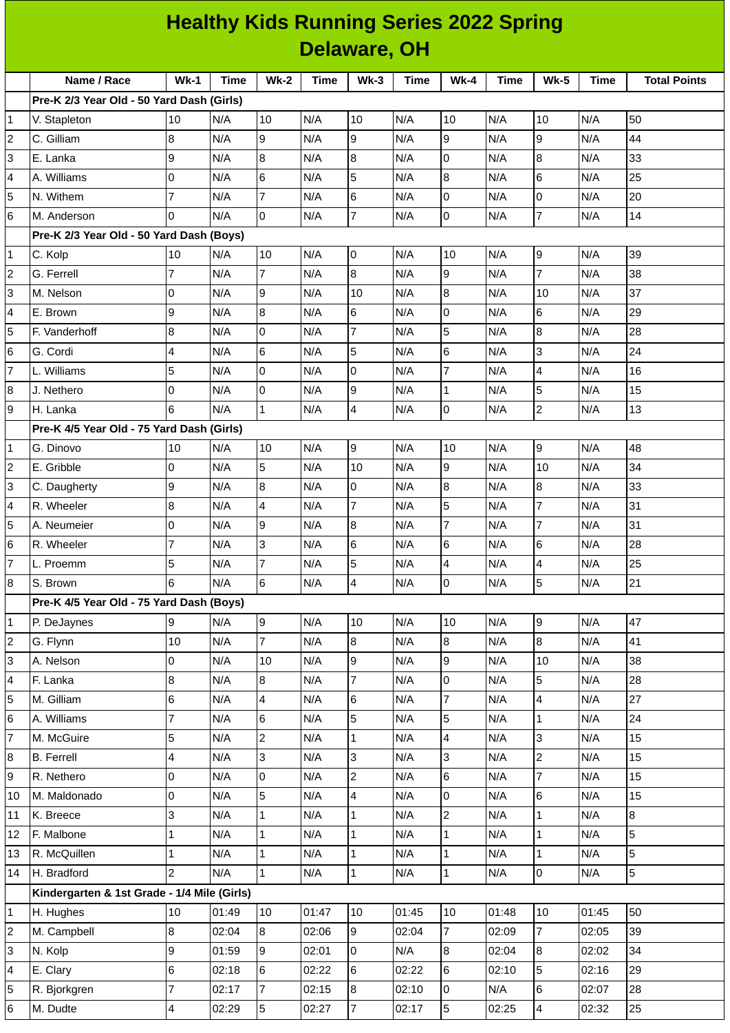# Healthy Kids Running Series 2022 Spring

## Delaware, OH

| | Name / Race | Wk-1 | Time | Wk-2 | Time | Wk-3 | Time | Wk-4 | Time | Wk-5 | Time | Total Points |
|---|---|---|---|---|---|---|---|---|---|---|---|---|
| | **Pre-K 2/3 Year Old - 50 Yard Dash (Girls)** | | | | | | | | | | | |
| 1 | V. Stapleton | 10 | N/A | 10 | N/A | 10 | N/A | 10 | N/A | 10 | N/A | 50 |
| 2 | C. Gilliam | 8 | N/A | 9 | N/A | 9 | N/A | 9 | N/A | 9 | N/A | 44 |
| 3 | E. Lanka | 9 | N/A | 8 | N/A | 8 | N/A | 0 | N/A | 8 | N/A | 33 |
| 4 | A. Williams | 0 | N/A | 6 | N/A | 5 | N/A | 8 | N/A | 6 | N/A | 25 |
| 5 | N. Withem | 7 | N/A | 7 | N/A | 6 | N/A | 0 | N/A | 0 | N/A | 20 |
| 6 | M. Anderson | 0 | N/A | 0 | N/A | 7 | N/A | 0 | N/A | 7 | N/A | 14 |
| | **Pre-K 2/3 Year Old - 50 Yard Dash (Boys)** | | | | | | | | | | | |
| 1 | C. Kolp | 10 | N/A | 10 | N/A | 0 | N/A | 10 | N/A | 9 | N/A | 39 |
| 2 | G. Ferrell | 7 | N/A | 7 | N/A | 8 | N/A | 9 | N/A | 7 | N/A | 38 |
| 3 | M. Nelson | 0 | N/A | 9 | N/A | 10 | N/A | 8 | N/A | 10 | N/A | 37 |
| 4 | E. Brown | 9 | N/A | 8 | N/A | 6 | N/A | 0 | N/A | 6 | N/A | 29 |
| 5 | F. Vanderhoff | 8 | N/A | 0 | N/A | 7 | N/A | 5 | N/A | 8 | N/A | 28 |
| 6 | G. Cordi | 4 | N/A | 6 | N/A | 5 | N/A | 6 | N/A | 3 | N/A | 24 |
| 7 | L. Williams | 5 | N/A | 0 | N/A | 0 | N/A | 7 | N/A | 4 | N/A | 16 |
| 8 | J. Nethero | 0 | N/A | 0 | N/A | 9 | N/A | 1 | N/A | 5 | N/A | 15 |
| 9 | H. Lanka | 6 | N/A | 1 | N/A | 4 | N/A | 0 | N/A | 2 | N/A | 13 |
| | **Pre-K 4/5 Year Old - 75 Yard Dash (Girls)** | | | | | | | | | | | |
| 1 | G. Dinovo | 10 | N/A | 10 | N/A | 9 | N/A | 10 | N/A | 9 | N/A | 48 |
| 2 | E. Gribble | 0 | N/A | 5 | N/A | 10 | N/A | 9 | N/A | 10 | N/A | 34 |
| 3 | C. Daugherty | 9 | N/A | 8 | N/A | 0 | N/A | 8 | N/A | 8 | N/A | 33 |
| 4 | R. Wheeler | 8 | N/A | 4 | N/A | 7 | N/A | 5 | N/A | 7 | N/A | 31 |
| 5 | A. Neumeier | 0 | N/A | 9 | N/A | 8 | N/A | 7 | N/A | 7 | N/A | 31 |
| 6 | R. Wheeler | 7 | N/A | 3 | N/A | 6 | N/A | 6 | N/A | 6 | N/A | 28 |
| 7 | L. Proemm | 5 | N/A | 7 | N/A | 5 | N/A | 4 | N/A | 4 | N/A | 25 |
| 8 | S. Brown | 6 | N/A | 6 | N/A | 4 | N/A | 0 | N/A | 5 | N/A | 21 |
| | **Pre-K 4/5 Year Old - 75 Yard Dash (Boys)** | | | | | | | | | | | |
| 1 | P. DeJaynes | 9 | N/A | 9 | N/A | 10 | N/A | 10 | N/A | 9 | N/A | 47 |
| 2 | G. Flynn | 10 | N/A | 7 | N/A | 8 | N/A | 8 | N/A | 8 | N/A | 41 |
| 3 | A. Nelson | 0 | N/A | 10 | N/A | 9 | N/A | 9 | N/A | 10 | N/A | 38 |
| 4 | F. Lanka | 8 | N/A | 8 | N/A | 7 | N/A | 0 | N/A | 5 | N/A | 28 |
| 5 | M. Gilliam | 6 | N/A | 4 | N/A | 6 | N/A | 7 | N/A | 4 | N/A | 27 |
| 6 | A. Williams | 7 | N/A | 6 | N/A | 5 | N/A | 5 | N/A | 1 | N/A | 24 |
| 7 | M. McGuire | 5 | N/A | 2 | N/A | 1 | N/A | 4 | N/A | 3 | N/A | 15 |
| 8 | B. Ferrell | 4 | N/A | 3 | N/A | 3 | N/A | 3 | N/A | 2 | N/A | 15 |
| 9 | R. Nethero | 0 | N/A | 0 | N/A | 2 | N/A | 6 | N/A | 7 | N/A | 15 |
| 10 | M. Maldonado | 0 | N/A | 5 | N/A | 4 | N/A | 0 | N/A | 6 | N/A | 15 |
| 11 | K. Breece | 3 | N/A | 1 | N/A | 1 | N/A | 2 | N/A | 1 | N/A | 8 |
| 12 | F. Malbone | 1 | N/A | 1 | N/A | 1 | N/A | 1 | N/A | 1 | N/A | 5 |
| 13 | R. McQuillen | 1 | N/A | 1 | N/A | 1 | N/A | 1 | N/A | 1 | N/A | 5 |
| 14 | H. Bradford | 2 | N/A | 1 | N/A | 1 | N/A | 1 | N/A | 0 | N/A | 5 |
| | **Kindergarten & 1st Grade - 1/4 Mile (Girls)** | | | | | | | | | | | |
| 1 | H. Hughes | 10 | 01:49 | 10 | 01:47 | 10 | 01:45 | 10 | 01:48 | 10 | 01:45 | 50 |
| 2 | M. Campbell | 8 | 02:04 | 8 | 02:06 | 9 | 02:04 | 7 | 02:09 | 7 | 02:05 | 39 |
| 3 | N. Kolp | 9 | 01:59 | 9 | 02:01 | 0 | N/A | 8 | 02:04 | 8 | 02:02 | 34 |
| 4 | E. Clary | 6 | 02:18 | 6 | 02:22 | 6 | 02:22 | 6 | 02:10 | 5 | 02:16 | 29 |
| 5 | R. Bjorkgren | 7 | 02:17 | 7 | 02:15 | 8 | 02:10 | 0 | N/A | 6 | 02:07 | 28 |
| 6 | M. Dudte | 4 | 02:29 | 5 | 02:27 | 7 | 02:17 | 5 | 02:25 | 4 | 02:32 | 25 |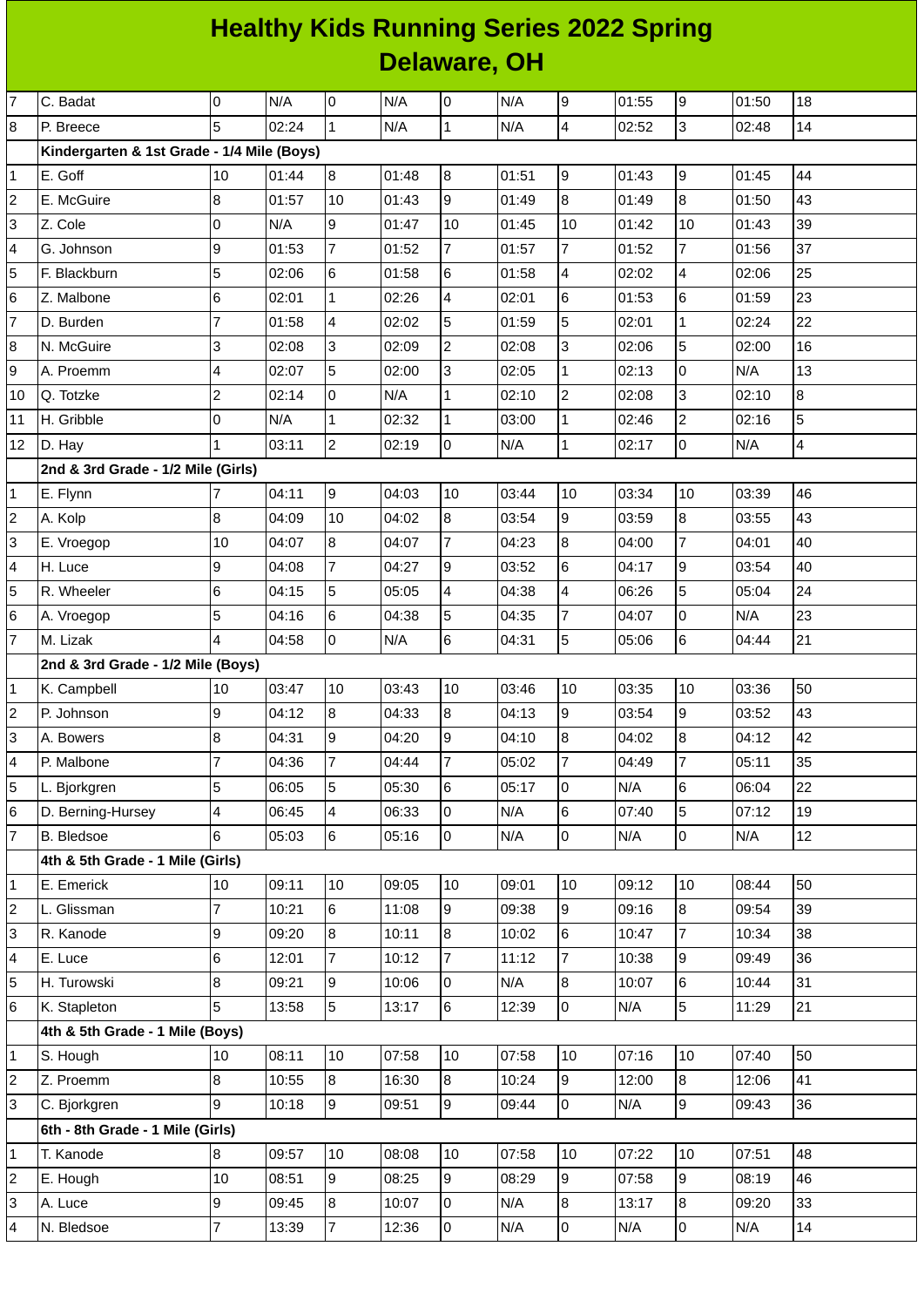# Healthy Kids Running Series 2022 Spring
## Delaware, OH

| | | | | | | | | | | | | |
|---|---|---|---|---|---|---|---|---|---|---|---|---|
| 7 | C. Badat | 0 | N/A | 0 | N/A | 0 | N/A | 9 | 01:55 | 9 | 01:50 | 18 |
| 8 | P. Breece | 5 | 02:24 | 1 | N/A | 1 | N/A | 4 | 02:52 | 3 | 02:48 | 14 |
| | **Kindergarten & 1st Grade - 1/4 Mile (Boys)** | | | | | | | | | | | |
| 1 | E. Goff | 10 | 01:44 | 8 | 01:48 | 8 | 01:51 | 9 | 01:43 | 9 | 01:45 | 44 |
| 2 | E. McGuire | 8 | 01:57 | 10 | 01:43 | 9 | 01:49 | 8 | 01:49 | 8 | 01:50 | 43 |
| 3 | Z. Cole | 0 | N/A | 9 | 01:47 | 10 | 01:45 | 10 | 01:42 | 10 | 01:43 | 39 |
| 4 | G. Johnson | 9 | 01:53 | 7 | 01:52 | 7 | 01:57 | 7 | 01:52 | 7 | 01:56 | 37 |
| 5 | F. Blackburn | 5 | 02:06 | 6 | 01:58 | 6 | 01:58 | 4 | 02:02 | 4 | 02:06 | 25 |
| 6 | Z. Malbone | 6 | 02:01 | 1 | 02:26 | 4 | 02:01 | 6 | 01:53 | 6 | 01:59 | 23 |
| 7 | D. Burden | 7 | 01:58 | 4 | 02:02 | 5 | 01:59 | 5 | 02:01 | 1 | 02:24 | 22 |
| 8 | N. McGuire | 3 | 02:08 | 3 | 02:09 | 2 | 02:08 | 3 | 02:06 | 5 | 02:00 | 16 |
| 9 | A. Proemm | 4 | 02:07 | 5 | 02:00 | 3 | 02:05 | 1 | 02:13 | 0 | N/A | 13 |
| 10 | Q. Totzke | 2 | 02:14 | 0 | N/A | 1 | 02:10 | 2 | 02:08 | 3 | 02:10 | 8 |
| 11 | H. Gribble | 0 | N/A | 1 | 02:32 | 1 | 03:00 | 1 | 02:46 | 2 | 02:16 | 5 |
| 12 | D. Hay | 1 | 03:11 | 2 | 02:19 | 0 | N/A | 1 | 02:17 | 0 | N/A | 4 |
| | **2nd & 3rd Grade - 1/2 Mile (Girls)** | | | | | | | | | | | |
| 1 | E. Flynn | 7 | 04:11 | 9 | 04:03 | 10 | 03:44 | 10 | 03:34 | 10 | 03:39 | 46 |
| 2 | A. Kolp | 8 | 04:09 | 10 | 04:02 | 8 | 03:54 | 9 | 03:59 | 8 | 03:55 | 43 |
| 3 | E. Vroegop | 10 | 04:07 | 8 | 04:07 | 7 | 04:23 | 8 | 04:00 | 7 | 04:01 | 40 |
| 4 | H. Luce | 9 | 04:08 | 7 | 04:27 | 9 | 03:52 | 6 | 04:17 | 9 | 03:54 | 40 |
| 5 | R. Wheeler | 6 | 04:15 | 5 | 05:05 | 4 | 04:38 | 4 | 06:26 | 5 | 05:04 | 24 |
| 6 | A. Vroegop | 5 | 04:16 | 6 | 04:38 | 5 | 04:35 | 7 | 04:07 | 0 | N/A | 23 |
| 7 | M. Lizak | 4 | 04:58 | 0 | N/A | 6 | 04:31 | 5 | 05:06 | 6 | 04:44 | 21 |
| | **2nd & 3rd Grade - 1/2 Mile (Boys)** | | | | | | | | | | | |
| 1 | K. Campbell | 10 | 03:47 | 10 | 03:43 | 10 | 03:46 | 10 | 03:35 | 10 | 03:36 | 50 |
| 2 | P. Johnson | 9 | 04:12 | 8 | 04:33 | 8 | 04:13 | 9 | 03:54 | 9 | 03:52 | 43 |
| 3 | A. Bowers | 8 | 04:31 | 9 | 04:20 | 9 | 04:10 | 8 | 04:02 | 8 | 04:12 | 42 |
| 4 | P. Malbone | 7 | 04:36 | 7 | 04:44 | 7 | 05:02 | 7 | 04:49 | 7 | 05:11 | 35 |
| 5 | L. Bjorkgren | 5 | 06:05 | 5 | 05:30 | 6 | 05:17 | 0 | N/A | 6 | 06:04 | 22 |
| 6 | D. Berning-Hursey | 4 | 06:45 | 4 | 06:33 | 0 | N/A | 6 | 07:40 | 5 | 07:12 | 19 |
| 7 | B. Bledsoe | 6 | 05:03 | 6 | 05:16 | 0 | N/A | 0 | N/A | 0 | N/A | 12 |
| | **4th & 5th Grade - 1 Mile (Girls)** | | | | | | | | | | | |
| 1 | E. Emerick | 10 | 09:11 | 10 | 09:05 | 10 | 09:01 | 10 | 09:12 | 10 | 08:44 | 50 |
| 2 | L. Glissman | 7 | 10:21 | 6 | 11:08 | 9 | 09:38 | 9 | 09:16 | 8 | 09:54 | 39 |
| 3 | R. Kanode | 9 | 09:20 | 8 | 10:11 | 8 | 10:02 | 6 | 10:47 | 7 | 10:34 | 38 |
| 4 | E. Luce | 6 | 12:01 | 7 | 10:12 | 7 | 11:12 | 7 | 10:38 | 9 | 09:49 | 36 |
| 5 | H. Turowski | 8 | 09:21 | 9 | 10:06 | 0 | N/A | 8 | 10:07 | 6 | 10:44 | 31 |
| 6 | K. Stapleton | 5 | 13:58 | 5 | 13:17 | 6 | 12:39 | 0 | N/A | 5 | 11:29 | 21 |
| | **4th & 5th Grade - 1 Mile (Boys)** | | | | | | | | | | | |
| 1 | S. Hough | 10 | 08:11 | 10 | 07:58 | 10 | 07:58 | 10 | 07:16 | 10 | 07:40 | 50 |
| 2 | Z. Proemm | 8 | 10:55 | 8 | 16:30 | 8 | 10:24 | 9 | 12:00 | 8 | 12:06 | 41 |
| 3 | C. Bjorkgren | 9 | 10:18 | 9 | 09:51 | 9 | 09:44 | 0 | N/A | 9 | 09:43 | 36 |
| | **6th - 8th Grade - 1 Mile (Girls)** | | | | | | | | | | | |
| 1 | T. Kanode | 8 | 09:57 | 10 | 08:08 | 10 | 07:58 | 10 | 07:22 | 10 | 07:51 | 48 |
| 2 | E. Hough | 10 | 08:51 | 9 | 08:25 | 9 | 08:29 | 9 | 07:58 | 9 | 08:19 | 46 |
| 3 | A. Luce | 9 | 09:45 | 8 | 10:07 | 0 | N/A | 8 | 13:17 | 8 | 09:20 | 33 |
| 4 | N. Bledsoe | 7 | 13:39 | 7 | 12:36 | 0 | N/A | 0 | N/A | 0 | N/A | 14 |